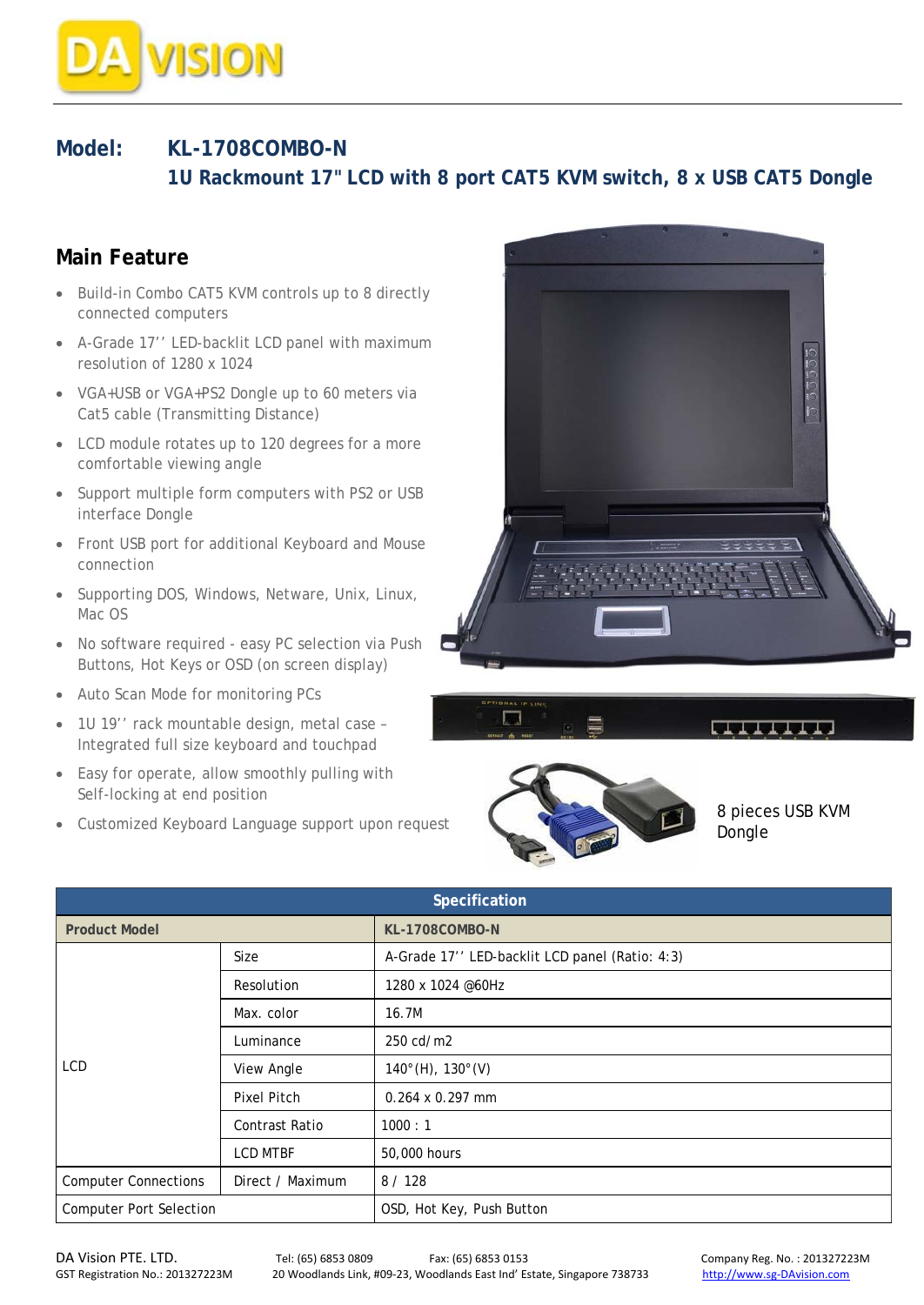**Model: KL-1708COMBO-N**

**1U Rackmount 17" LCD with 8 port CAT5 KVM switch, 8 x USB CAT5 Dongle**

## Main Feature

- Build-in Combo CAT5 KVM controls up to 8 directly connected computers
- A-Grade 17'' LED-backlit LCD panel with maximum resolution of 1280 x 1024
- VGA+USB or VGA+PS2 Dongle up to 60 meters via Cat5 cable (Transmitting Distance)
- LCD module rotates up to 120 degrees for a more comfortable viewing angle
- Support multiple form computers with PS2 or USB interface Dongle
- Front USB port for additional Keyboard and Mouse connection
- Supporting DOS, Windows, Netware, Unix, Linux, Mac OS
- No software required - easy PC selection via Push Buttons, Hot Keys or OSD (on screen display)
- Auto Scan Mode for monitoring PCs
- 1U 19'' rack mountable design, metal case – Integrated full size keyboard and touchpad
- Easy for operate, allow smoothly pulling with Self-locking at end position
- Customized Keyboard Language support upon request

8 pieces USB KVM Dongle

| Specification | | |
|---|---|---|
| **Product Model** | | **KL-1708COMBO-N** |
| LCD | Size | A-Grade 17'' LED-backlit LCD panel (Ratio: 4:3) |
| | Resolution | 1280 x 1024 @60Hz |
| | Max. color | 16.7M |
| | Luminance | 250 cd/m2 |
| | View Angle | 140°(H), 130°(V) |
| | Pixel Pitch | 0.264 x 0.297 mm |
| | Contrast Ratio | 1000 : 1 |
| | LCD MTBF | 50,000 hours |
| Computer Connections | Direct / Maximum | 8 / 128 |
| Computer Port Selection | | OSD, Hot Key, Push Button |

DA Vision PTE. LTD. Tel: (65) 6853 0809 Fax: (65) 6853 0153 Company Reg. No. : 201327223M
GST Registration No.: 201327223M 20 Woodlands Link, #09-23, Woodlands East Ind' Estate, Singapore 738733 http://www.sg-DAvision.com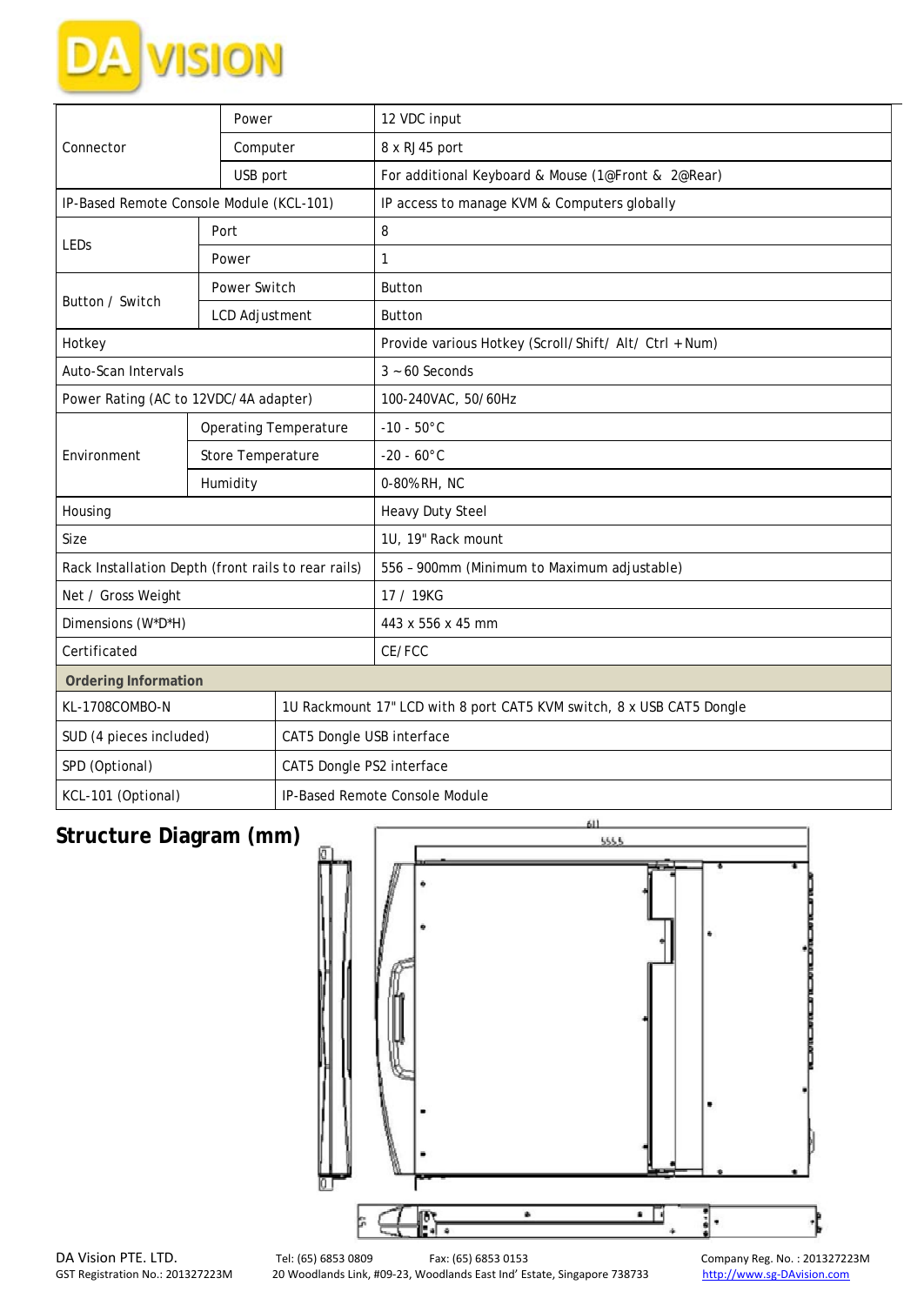| | | |
|---|---|---|
| Connector | Power | 12 VDC input |
| | Computer | 8 x RJ45 port |
| | USB port | For additional Keyboard & Mouse (1@Front & 2@Rear) |
| IP-Based Remote Console Module (KCL-101) | | IP access to manage KVM & Computers globally |
| LEDs | Port | 8 |
| | Power | 1 |
| Button / Switch | Power Switch | Button |
| | LCD Adjustment | Button |
| Hotkey | | Provide various Hotkey (Scroll/Shift/ Alt/ Ctrl + Num) |
| Auto-Scan Intervals | | 3 ~ 60 Seconds |
| Power Rating (AC to 12VDC/4A adapter) | | 100-240VAC, 50/60Hz |
| Environment | Operating Temperature | -10 - 50°C |
| | Store Temperature | -20 - 60°C |
| | Humidity | 0-80%RH, NC |
| Housing | | Heavy Duty Steel |
| Size | | 1U, 19" Rack mount |
| Rack Installation Depth (front rails to rear rails) | | 556 – 900mm (Minimum to Maximum adjustable) |
| Net / Gross Weight | | 17 / 19KG |
| Dimensions (W\*D\*H) | | 443 x 556 x 45 mm |
| Certificated | | CE/FCC |

**Ordering Information**

| | |
|---|---|
| KL-1708COMBO-N | 1U Rackmount 17" LCD with 8 port CAT5 KVM switch, 8 x USB CAT5 Dongle |
| SUD (4 pieces included) | CAT5 Dongle USB interface |
| SPD (Optional) | CAT5 Dongle PS2 interface |
| KCL-101 (Optional) | IP-Based Remote Console Module |

## Structure Diagram (mm)

611

555.5

DA Vision PTE. LTD. Tel: (65) 6853 0809 Fax: (65) 6853 0153 Company Reg. No. : 201327223M
GST Registration No.: 201327223M 20 Woodlands Link, #09-23, Woodlands East Ind' Estate, Singapore 738733 http://www.sg-DAvision.com